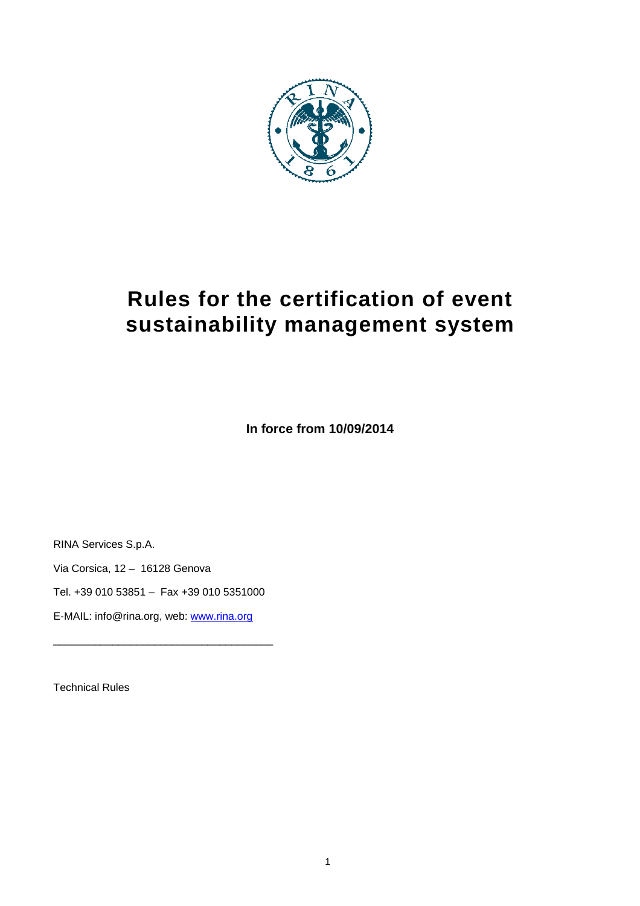# Rules for the certification of event sustainability management system

**In force from 10/09/2014**

RINA Services S.p.A.

Via Corsica, 12 – 16128 Genova

Tel. +39 010 53851 – Fax +39 010 5351000

E-MAIL: info@rina.org, web: www.rina.org

___________________________________

Technical Rules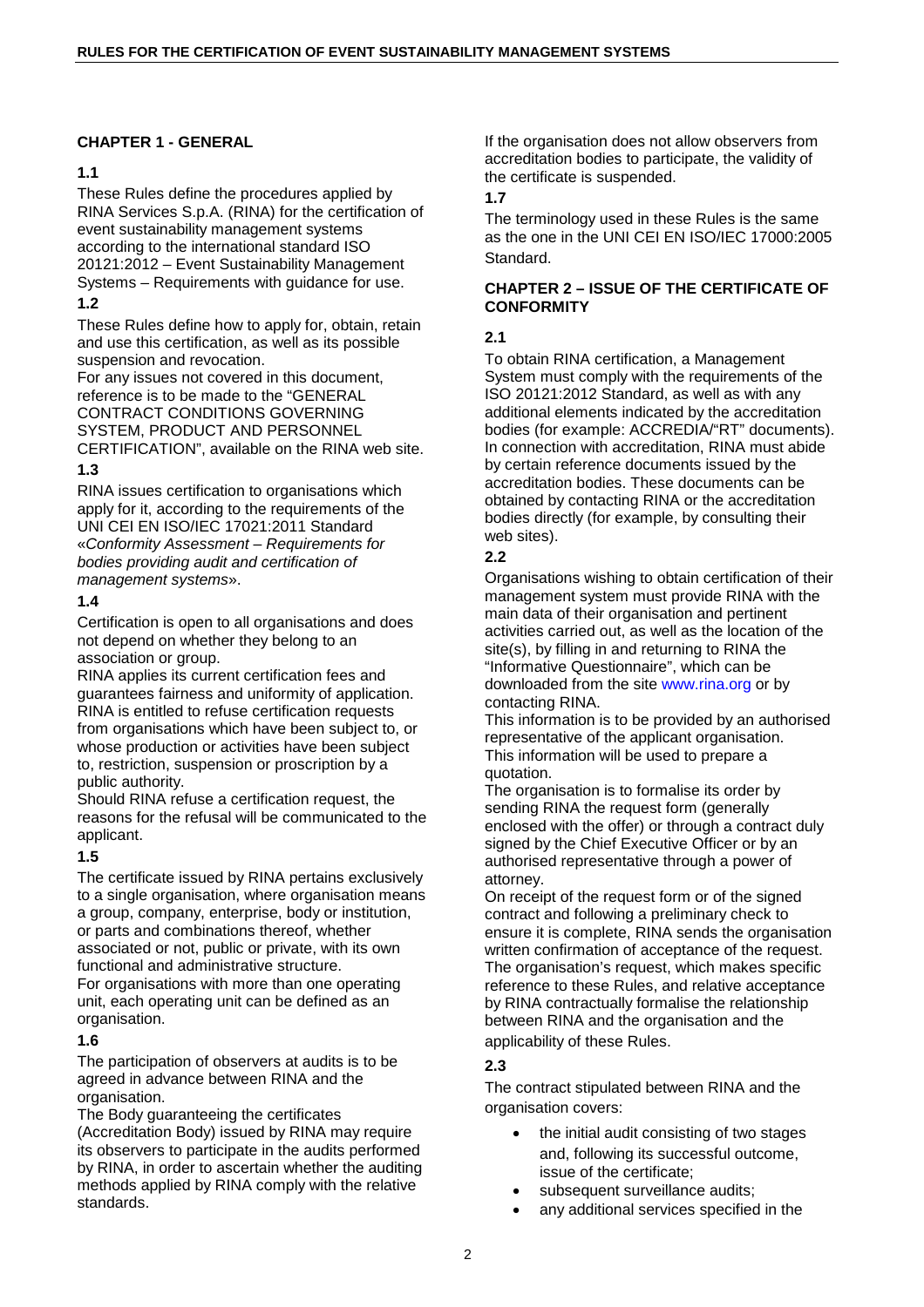## CHAPTER 1 - GENERAL

### 1.1

These Rules define the procedures applied by RINA Services S.p.A. (RINA) for the certification of event sustainability management systems according to the international standard ISO 20121:2012 – Event Sustainability Management Systems – Requirements with guidance for use.

### 1.2

These Rules define how to apply for, obtain, retain and use this certification, as well as its possible suspension and revocation.

For any issues not covered in this document, reference is to be made to the "GENERAL CONTRACT CONDITIONS GOVERNING SYSTEM, PRODUCT AND PERSONNEL CERTIFICATION", available on the RINA web site.

### 1.3

RINA issues certification to organisations which apply for it, according to the requirements of the UNI CEI EN ISO/IEC 17021:2011 Standard «*Conformity Assessment – Requirements for bodies providing audit and certification of management systems*».

### 1.4

Certification is open to all organisations and does not depend on whether they belong to an association or group.

RINA applies its current certification fees and guarantees fairness and uniformity of application.

RINA is entitled to refuse certification requests from organisations which have been subject to, or whose production or activities have been subject to, restriction, suspension or proscription by a public authority.

Should RINA refuse a certification request, the reasons for the refusal will be communicated to the applicant.

### 1.5

The certificate issued by RINA pertains exclusively to a single organisation, where organisation means a group, company, enterprise, body or institution, or parts and combinations thereof, whether associated or not, public or private, with its own functional and administrative structure.

For organisations with more than one operating unit, each operating unit can be defined as an organisation.

### 1.6

The participation of observers at audits is to be agreed in advance between RINA and the organisation.

The Body guaranteeing the certificates (Accreditation Body) issued by RINA may require its observers to participate in the audits performed by RINA, in order to ascertain whether the auditing methods applied by RINA comply with the relative standards.

If the organisation does not allow observers from accreditation bodies to participate, the validity of the certificate is suspended.

### 1.7

The terminology used in these Rules is the same as the one in the UNI CEI EN ISO/IEC 17000:2005 Standard.

## CHAPTER 2 – ISSUE OF THE CERTIFICATE OF CONFORMITY

### 2.1

To obtain RINA certification, a Management System must comply with the requirements of the ISO 20121:2012 Standard, as well as with any additional elements indicated by the accreditation bodies (for example: ACCREDIA/"RT" documents). In connection with accreditation, RINA must abide by certain reference documents issued by the accreditation bodies. These documents can be obtained by contacting RINA or the accreditation bodies directly (for example, by consulting their web sites).

### 2.2

Organisations wishing to obtain certification of their management system must provide RINA with the main data of their organisation and pertinent activities carried out, as well as the location of the site(s), by filling in and returning to RINA the "Informative Questionnaire", which can be downloaded from the site www.rina.org or by contacting RINA.

This information is to be provided by an authorised representative of the applicant organisation.

This information will be used to prepare a quotation.

The organisation is to formalise its order by sending RINA the request form (generally enclosed with the offer) or through a contract duly signed by the Chief Executive Officer or by an authorised representative through a power of attorney.

On receipt of the request form or of the signed contract and following a preliminary check to ensure it is complete, RINA sends the organisation written confirmation of acceptance of the request. The organisation's request, which makes specific reference to these Rules, and relative acceptance by RINA contractually formalise the relationship between RINA and the organisation and the applicability of these Rules.

### 2.3

The contract stipulated between RINA and the organisation covers:

- the initial audit consisting of two stages and, following its successful outcome, issue of the certificate;
- subsequent surveillance audits;
- any additional services specified in the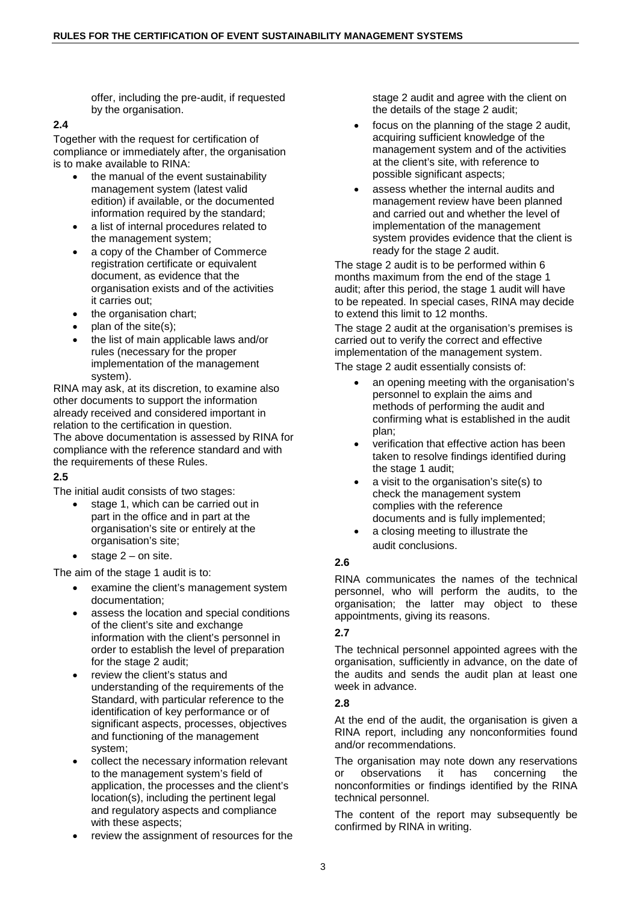offer, including the pre-audit, if requested by the organisation.

**2.4**

Together with the request for certification of compliance or immediately after, the organisation is to make available to RINA:

- the manual of the event sustainability management system (latest valid edition) if available, or the documented information required by the standard;
- a list of internal procedures related to the management system;
- a copy of the Chamber of Commerce registration certificate or equivalent document, as evidence that the organisation exists and of the activities it carries out;
- the organisation chart;
- plan of the site(s);
- the list of main applicable laws and/or rules (necessary for the proper implementation of the management system).

RINA may ask, at its discretion, to examine also other documents to support the information already received and considered important in relation to the certification in question.

The above documentation is assessed by RINA for compliance with the reference standard and with the requirements of these Rules.

**2.5**

The initial audit consists of two stages:

- stage 1, which can be carried out in part in the office and in part at the organisation's site or entirely at the organisation's site;
- stage 2 – on site.

The aim of the stage 1 audit is to:

- examine the client's management system documentation;
- assess the location and special conditions of the client's site and exchange information with the client's personnel in order to establish the level of preparation for the stage 2 audit;
- review the client's status and understanding of the requirements of the Standard, with particular reference to the identification of key performance or of significant aspects, processes, objectives and functioning of the management system;
- collect the necessary information relevant to the management system's field of application, the processes and the client's location(s), including the pertinent legal and regulatory aspects and compliance with these aspects;
- review the assignment of resources for the stage 2 audit and agree with the client on the details of the stage 2 audit;
- focus on the planning of the stage 2 audit, acquiring sufficient knowledge of the management system and of the activities at the client's site, with reference to possible significant aspects;
- assess whether the internal audits and management review have been planned and carried out and whether the level of implementation of the management system provides evidence that the client is ready for the stage 2 audit.

The stage 2 audit is to be performed within 6 months maximum from the end of the stage 1 audit; after this period, the stage 1 audit will have to be repeated. In special cases, RINA may decide to extend this limit to 12 months.

The stage 2 audit at the organisation's premises is carried out to verify the correct and effective implementation of the management system.

The stage 2 audit essentially consists of:

- an opening meeting with the organisation's personnel to explain the aims and methods of performing the audit and confirming what is established in the audit plan;
- verification that effective action has been taken to resolve findings identified during the stage 1 audit;
- a visit to the organisation's site(s) to check the management system complies with the reference documents and is fully implemented;
- a closing meeting to illustrate the audit conclusions.

**2.6**

RINA communicates the names of the technical personnel, who will perform the audits, to the organisation; the latter may object to these appointments, giving its reasons.

**2.7**

The technical personnel appointed agrees with the organisation, sufficiently in advance, on the date of the audits and sends the audit plan at least one week in advance.

**2.8**

At the end of the audit, the organisation is given a RINA report, including any nonconformities found and/or recommendations.

The organisation may note down any reservations or observations it has concerning the nonconformities or findings identified by the RINA technical personnel.

The content of the report may subsequently be confirmed by RINA in writing.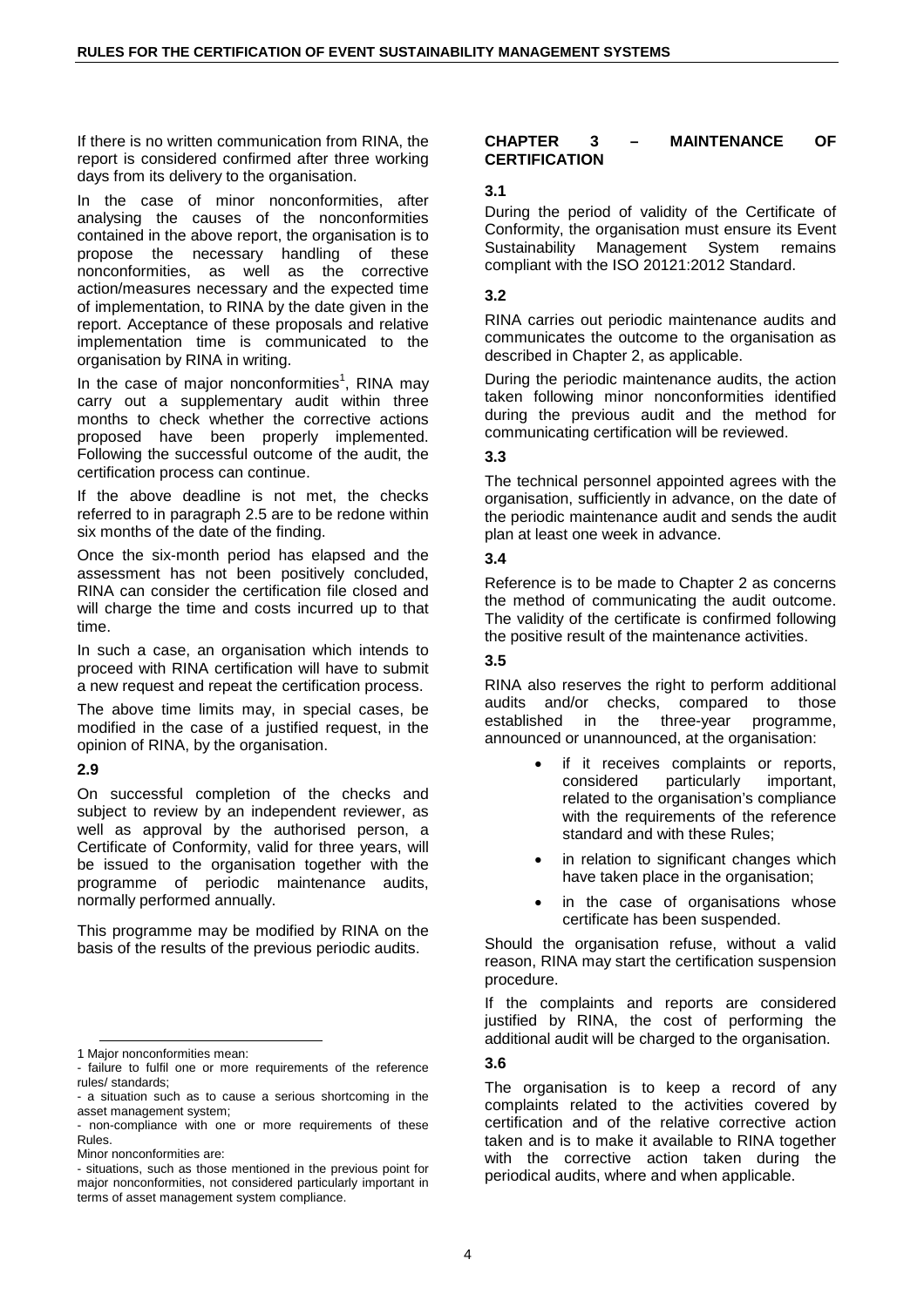If there is no written communication from RINA, the report is considered confirmed after three working days from its delivery to the organisation.

In the case of minor nonconformities, after analysing the causes of the nonconformities contained in the above report, the organisation is to propose the necessary handling of these nonconformities, as well as the corrective action/measures necessary and the expected time of implementation, to RINA by the date given in the report. Acceptance of these proposals and relative implementation time is communicated to the organisation by RINA in writing.

In the case of major nonconformities[1], RINA may carry out a supplementary audit within three months to check whether the corrective actions proposed have been properly implemented. Following the successful outcome of the audit, the certification process can continue.

If the above deadline is not met, the checks referred to in paragraph 2.5 are to be redone within six months of the date of the finding.

Once the six-month period has elapsed and the assessment has not been positively concluded, RINA can consider the certification file closed and will charge the time and costs incurred up to that time.

In such a case, an organisation which intends to proceed with RINA certification will have to submit a new request and repeat the certification process.

The above time limits may, in special cases, be modified in the case of a justified request, in the opinion of RINA, by the organisation.

### 2.9

On successful completion of the checks and subject to review by an independent reviewer, as well as approval by the authorised person, a Certificate of Conformity, valid for three years, will be issued to the organisation together with the programme of periodic maintenance audits, normally performed annually.

This programme may be modified by RINA on the basis of the results of the previous periodic audits.

## CHAPTER 3 – MAINTENANCE OF CERTIFICATION

### 3.1

During the period of validity of the Certificate of Conformity, the organisation must ensure its Event Sustainability Management System remains compliant with the ISO 20121:2012 Standard.

### 3.2

RINA carries out periodic maintenance audits and communicates the outcome to the organisation as described in Chapter 2, as applicable.

During the periodic maintenance audits, the action taken following minor nonconformities identified during the previous audit and the method for communicating certification will be reviewed.

### 3.3

The technical personnel appointed agrees with the organisation, sufficiently in advance, on the date of the periodic maintenance audit and sends the audit plan at least one week in advance.

### 3.4

Reference is to be made to Chapter 2 as concerns the method of communicating the audit outcome. The validity of the certificate is confirmed following the positive result of the maintenance activities.

### 3.5

RINA also reserves the right to perform additional audits and/or checks, compared to those established in the three-year programme, announced or unannounced, at the organisation:

- if it receives complaints or reports, considered particularly important, related to the organisation's compliance with the requirements of the reference standard and with these Rules;
- in relation to significant changes which have taken place in the organisation;
- in the case of organisations whose certificate has been suspended.

Should the organisation refuse, without a valid reason, RINA may start the certification suspension procedure.

If the complaints and reports are considered justified by RINA, the cost of performing the additional audit will be charged to the organisation.

### 3.6

The organisation is to keep a record of any complaints related to the activities covered by certification and of the relative corrective action taken and is to make it available to RINA together with the corrective action taken during the periodical audits, where and when applicable.

---

1 Major nonconformities mean:
- failure to fulfil one or more requirements of the reference rules/ standards;
- a situation such as to cause a serious shortcoming in the asset management system;
- non-compliance with one or more requirements of these Rules.

Minor nonconformities are:
- situations, such as those mentioned in the previous point for major nonconformities, not considered particularly important in terms of asset management system compliance.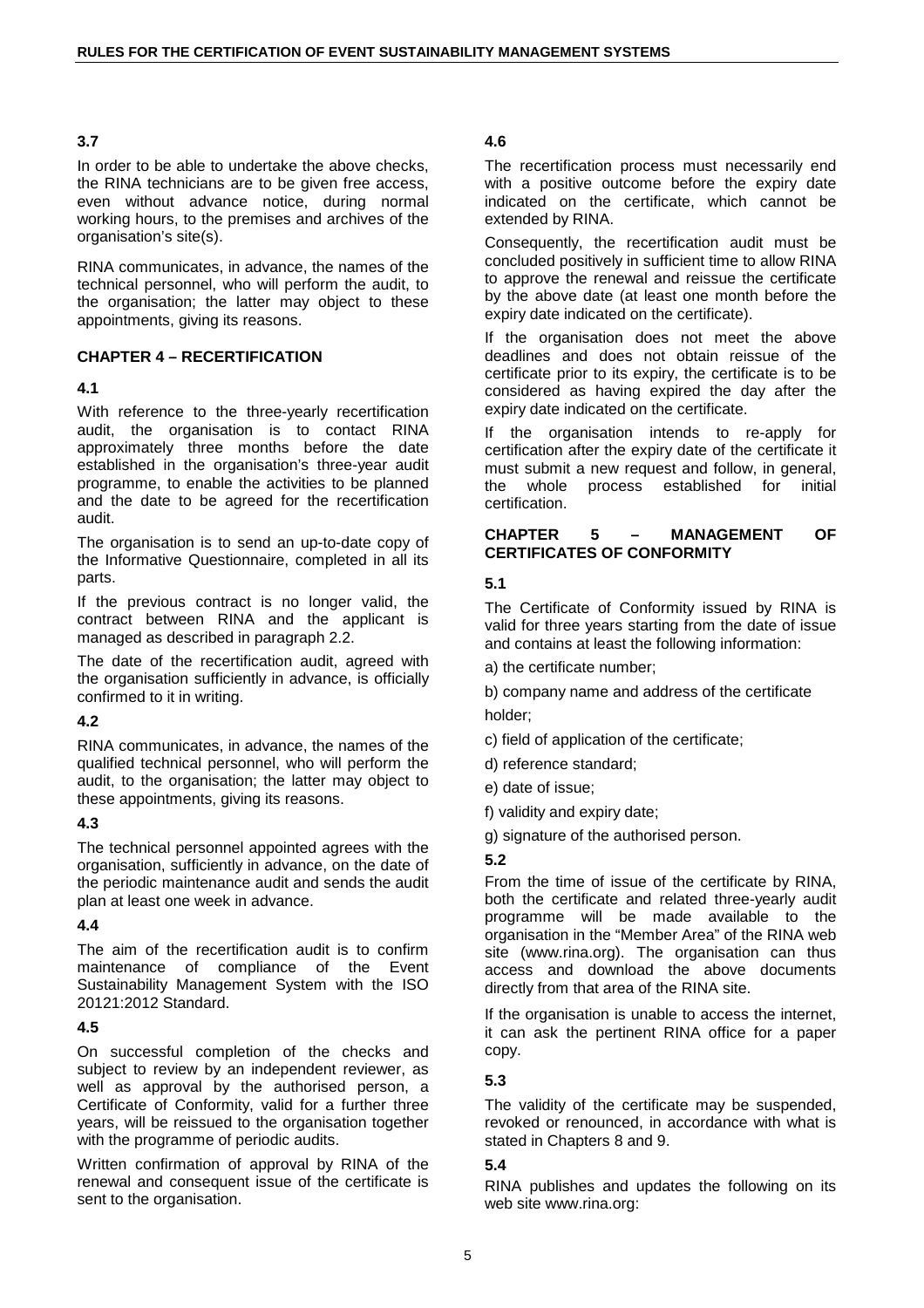### 3.7

In order to be able to undertake the above checks, the RINA technicians are to be given free access, even without advance notice, during normal working hours, to the premises and archives of the organisation's site(s).

RINA communicates, in advance, the names of the technical personnel, who will perform the audit, to the organisation; the latter may object to these appointments, giving its reasons.

## CHAPTER 4 – RECERTIFICATION

### 4.1

With reference to the three-yearly recertification audit, the organisation is to contact RINA approximately three months before the date established in the organisation's three-year audit programme, to enable the activities to be planned and the date to be agreed for the recertification audit.

The organisation is to send an up-to-date copy of the Informative Questionnaire, completed in all its parts.

If the previous contract is no longer valid, the contract between RINA and the applicant is managed as described in paragraph 2.2.

The date of the recertification audit, agreed with the organisation sufficiently in advance, is officially confirmed to it in writing.

### 4.2

RINA communicates, in advance, the names of the qualified technical personnel, who will perform the audit, to the organisation; the latter may object to these appointments, giving its reasons.

### 4.3

The technical personnel appointed agrees with the organisation, sufficiently in advance, on the date of the periodic maintenance audit and sends the audit plan at least one week in advance.

### 4.4

The aim of the recertification audit is to confirm maintenance of compliance of the Event Sustainability Management System with the ISO 20121:2012 Standard.

### 4.5

On successful completion of the checks and subject to review by an independent reviewer, as well as approval by the authorised person, a Certificate of Conformity, valid for a further three years, will be reissued to the organisation together with the programme of periodic audits.

Written confirmation of approval by RINA of the renewal and consequent issue of the certificate is sent to the organisation.

### 4.6

The recertification process must necessarily end with a positive outcome before the expiry date indicated on the certificate, which cannot be extended by RINA.

Consequently, the recertification audit must be concluded positively in sufficient time to allow RINA to approve the renewal and reissue the certificate by the above date (at least one month before the expiry date indicated on the certificate).

If the organisation does not meet the above deadlines and does not obtain reissue of the certificate prior to its expiry, the certificate is to be considered as having expired the day after the expiry date indicated on the certificate.

If the organisation intends to re-apply for certification after the expiry date of the certificate it must submit a new request and follow, in general, the whole process established for initial certification.

## CHAPTER 5 – MANAGEMENT OF CERTIFICATES OF CONFORMITY

### 5.1

The Certificate of Conformity issued by RINA is valid for three years starting from the date of issue and contains at least the following information:

a) the certificate number;

b) company name and address of the certificate holder;

c) field of application of the certificate;

d) reference standard;

e) date of issue;

f) validity and expiry date;

g) signature of the authorised person.

### 5.2

From the time of issue of the certificate by RINA, both the certificate and related three-yearly audit programme will be made available to the organisation in the "Member Area" of the RINA web site (www.rina.org). The organisation can thus access and download the above documents directly from that area of the RINA site.

If the organisation is unable to access the internet, it can ask the pertinent RINA office for a paper copy.

### 5.3

The validity of the certificate may be suspended, revoked or renounced, in accordance with what is stated in Chapters 8 and 9.

### 5.4

RINA publishes and updates the following on its web site www.rina.org: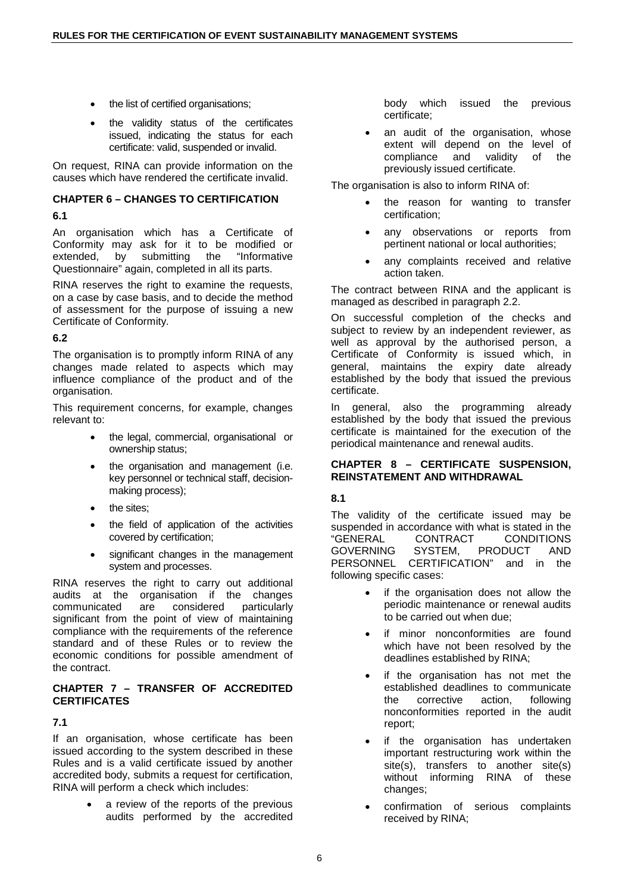- the list of certified organisations;
- the validity status of the certificates issued, indicating the status for each certificate: valid, suspended or invalid.

On request, RINA can provide information on the causes which have rendered the certificate invalid.

## CHAPTER 6 – CHANGES TO CERTIFICATION

### 6.1

An organisation which has a Certificate of Conformity may ask for it to be modified or extended, by submitting the "Informative Questionnaire" again, completed in all its parts.

RINA reserves the right to examine the requests, on a case by case basis, and to decide the method of assessment for the purpose of issuing a new Certificate of Conformity.

### 6.2

The organisation is to promptly inform RINA of any changes made related to aspects which may influence compliance of the product and of the organisation.

This requirement concerns, for example, changes relevant to:

- the legal, commercial, organisational or ownership status;
- the organisation and management (i.e. key personnel or technical staff, decision-making process);
- the sites;
- the field of application of the activities covered by certification;
- significant changes in the management system and processes.

RINA reserves the right to carry out additional audits at the organisation if the changes communicated are considered particularly significant from the point of view of maintaining compliance with the requirements of the reference standard and of these Rules or to review the economic conditions for possible amendment of the contract.

## CHAPTER 7 – TRANSFER OF ACCREDITED CERTIFICATES

### 7.1

If an organisation, whose certificate has been issued according to the system described in these Rules and is a valid certificate issued by another accredited body, submits a request for certification, RINA will perform a check which includes:

- a review of the reports of the previous audits performed by the accredited body which issued the previous certificate;
- an audit of the organisation, whose extent will depend on the level of compliance and validity of the previously issued certificate.

The organisation is also to inform RINA of:

- the reason for wanting to transfer certification;
- any observations or reports from pertinent national or local authorities;
- any complaints received and relative action taken.

The contract between RINA and the applicant is managed as described in paragraph 2.2.

On successful completion of the checks and subject to review by an independent reviewer, as well as approval by the authorised person, a Certificate of Conformity is issued which, in general, maintains the expiry date already established by the body that issued the previous certificate.

In general, also the programming already established by the body that issued the previous certificate is maintained for the execution of the periodical maintenance and renewal audits.

## CHAPTER 8 – CERTIFICATE SUSPENSION, REINSTATEMENT AND WITHDRAWAL

### 8.1

The validity of the certificate issued may be suspended in accordance with what is stated in the "GENERAL CONTRACT CONDITIONS GOVERNING SYSTEM, PRODUCT AND PERSONNEL CERTIFICATION" and in the following specific cases:

- if the organisation does not allow the periodic maintenance or renewal audits to be carried out when due;
- if minor nonconformities are found which have not been resolved by the deadlines established by RINA;
- if the organisation has not met the established deadlines to communicate the corrective action, following nonconformities reported in the audit report;
- if the organisation has undertaken important restructuring work within the site(s), transfers to another site(s) without informing RINA of these changes;
- confirmation of serious complaints received by RINA;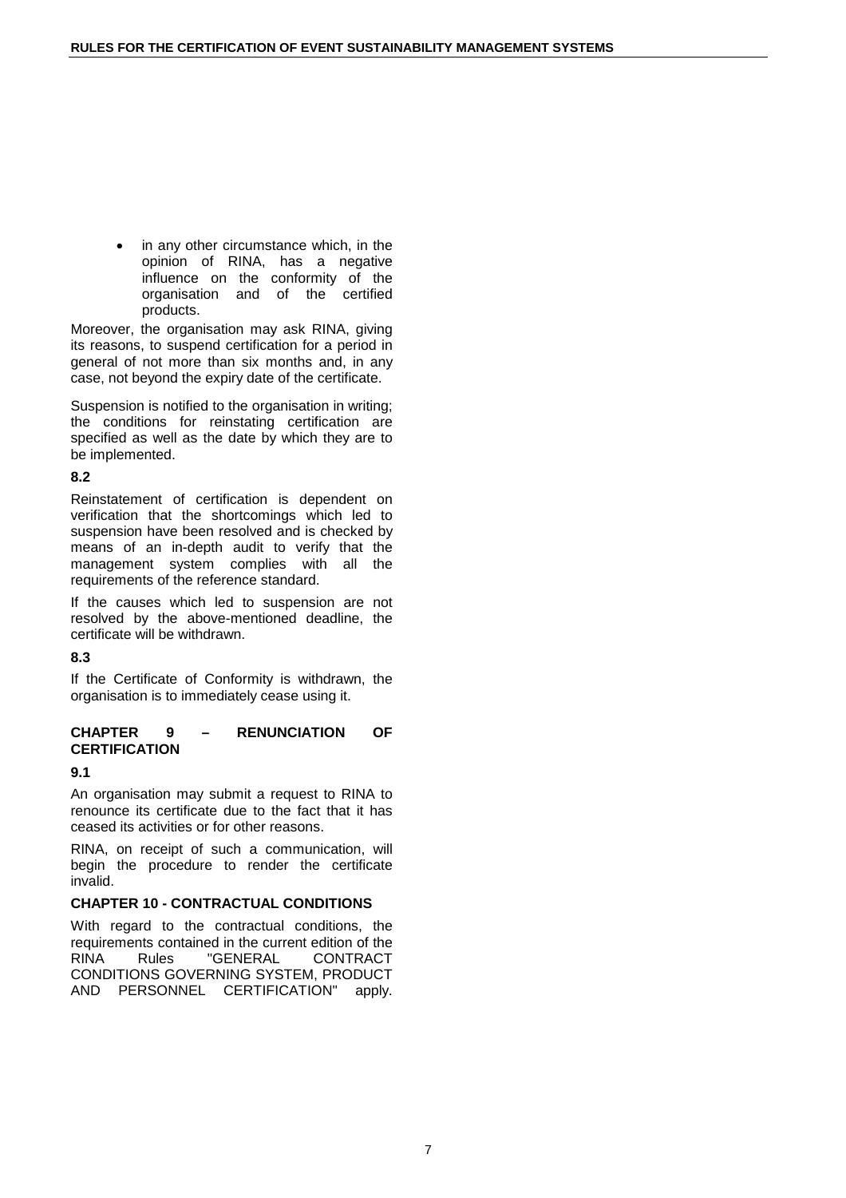- in any other circumstance which, in the opinion of RINA, has a negative influence on the conformity of the organisation and of the certified products.

Moreover, the organisation may ask RINA, giving its reasons, to suspend certification for a period in general of not more than six months and, in any case, not beyond the expiry date of the certificate.

Suspension is notified to the organisation in writing; the conditions for reinstating certification are specified as well as the date by which they are to be implemented.

**8.2**

Reinstatement of certification is dependent on verification that the shortcomings which led to suspension have been resolved and is checked by means of an in-depth audit to verify that the management system complies with all the requirements of the reference standard.

If the causes which led to suspension are not resolved by the above-mentioned deadline, the certificate will be withdrawn.

**8.3**

If the Certificate of Conformity is withdrawn, the organisation is to immediately cease using it.

## CHAPTER 9 – RENUNCIATION OF CERTIFICATION

**9.1**

An organisation may submit a request to RINA to renounce its certificate due to the fact that it has ceased its activities or for other reasons.

RINA, on receipt of such a communication, will begin the procedure to render the certificate invalid.

## CHAPTER 10 - CONTRACTUAL CONDITIONS

With regard to the contractual conditions, the requirements contained in the current edition of the RINA Rules "GENERAL CONTRACT CONDITIONS GOVERNING SYSTEM, PRODUCT AND PERSONNEL CERTIFICATION" apply.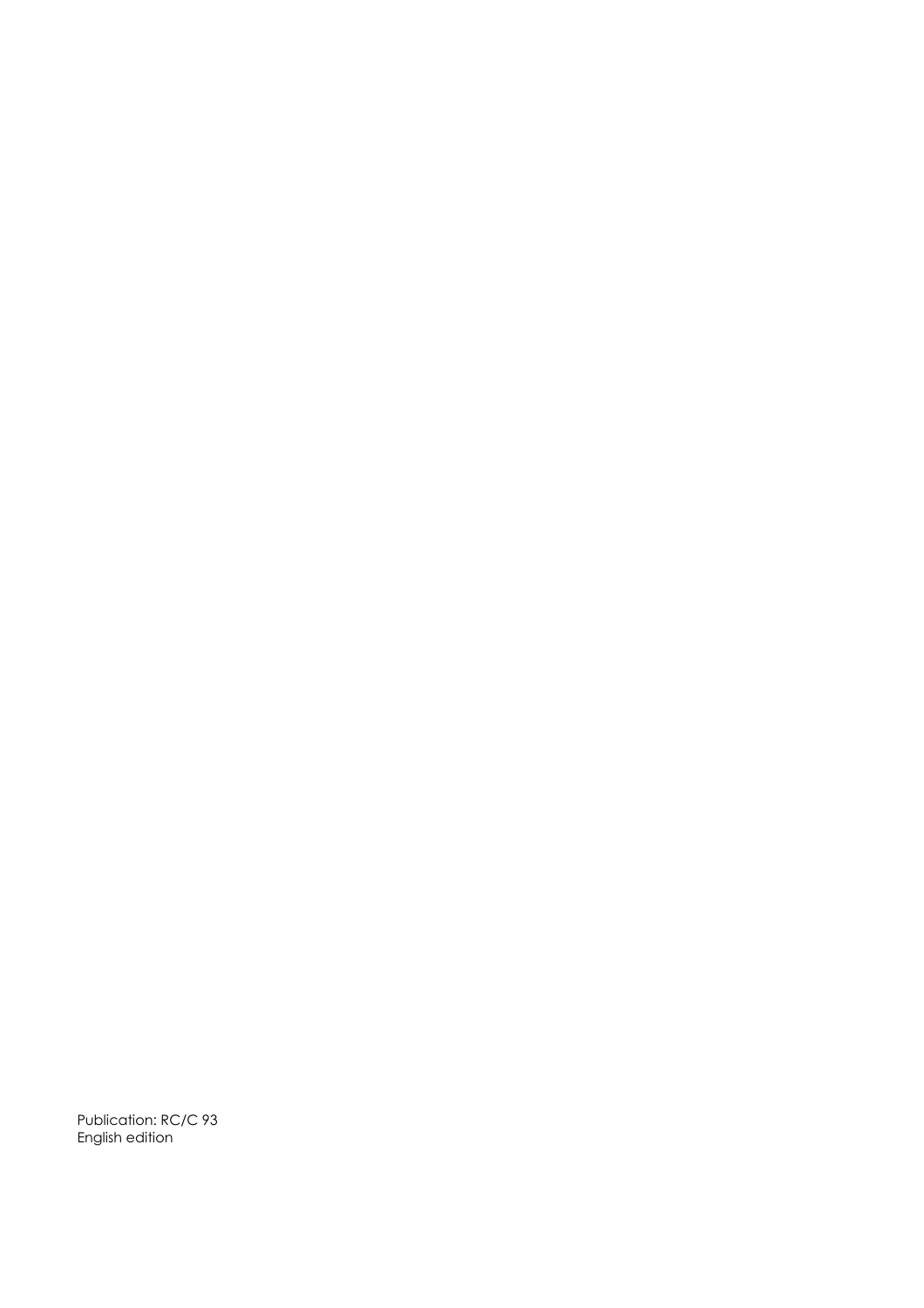Publication: RC/C 93
English edition